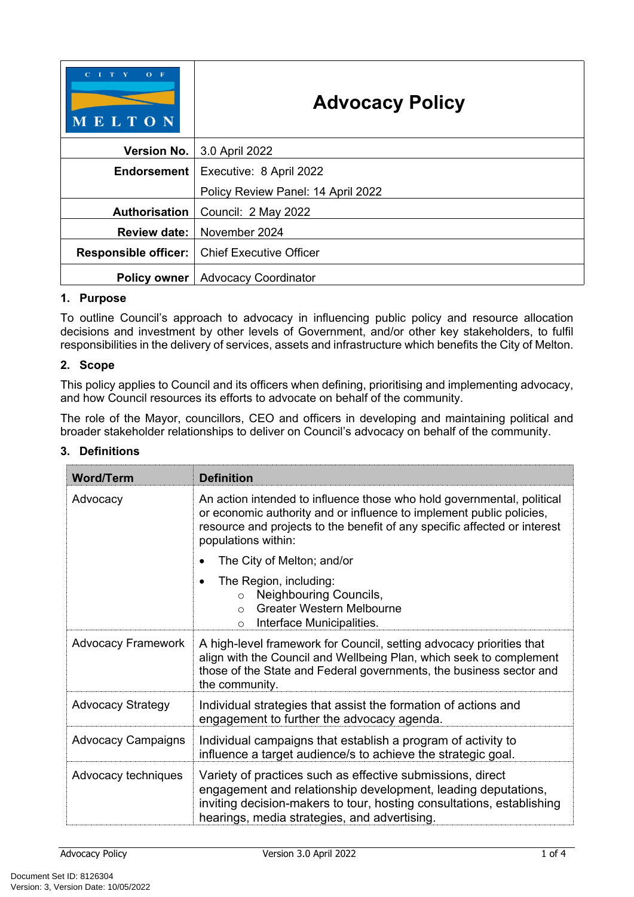| CITY OF MELTON | **Advocacy Policy** |
|---|---|
| **Version No.** | 3.0 April 2022 |
| **Endorsement** | Executive: 8 April 2022<br>Policy Review Panel: 14 April 2022 |
| **Authorisation** | Council: 2 May 2022 |
| **Review date:** | November 2024 |
| **Responsible officer:** | Chief Executive Officer |
| **Policy owner** | Advocacy Coordinator |

## 1. Purpose

To outline Council's approach to advocacy in influencing public policy and resource allocation decisions and investment by other levels of Government, and/or other key stakeholders, to fulfil responsibilities in the delivery of services, assets and infrastructure which benefits the City of Melton.

## 2. Scope

This policy applies to Council and its officers when defining, prioritising and implementing advocacy, and how Council resources its efforts to advocate on behalf of the community.

The role of the Mayor, councillors, CEO and officers in developing and maintaining political and broader stakeholder relationships to deliver on Council's advocacy on behalf of the community.

## 3. Definitions

| Word/Term | Definition |
|---|---|
| Advocacy | An action intended to influence those who hold governmental, political or economic authority and or influence to implement public policies, resource and projects to the benefit of any specific affected or interest populations within:<br>• The City of Melton; and/or<br>• The Region, including:<br>  ○ Neighbouring Councils,<br>  ○ Greater Western Melbourne<br>  ○ Interface Municipalities. |
| Advocacy Framework | A high-level framework for Council, setting advocacy priorities that align with the Council and Wellbeing Plan, which seek to complement those of the State and Federal governments, the business sector and the community. |
| Advocacy Strategy | Individual strategies that assist the formation of actions and engagement to further the advocacy agenda. |
| Advocacy Campaigns | Individual campaigns that establish a program of activity to influence a target audience/s to achieve the strategic goal. |
| Advocacy techniques | Variety of practices such as effective submissions, direct engagement and relationship development, leading deputations, inviting decision-makers to tour, hosting consultations, establishing hearings, media strategies, and advertising. |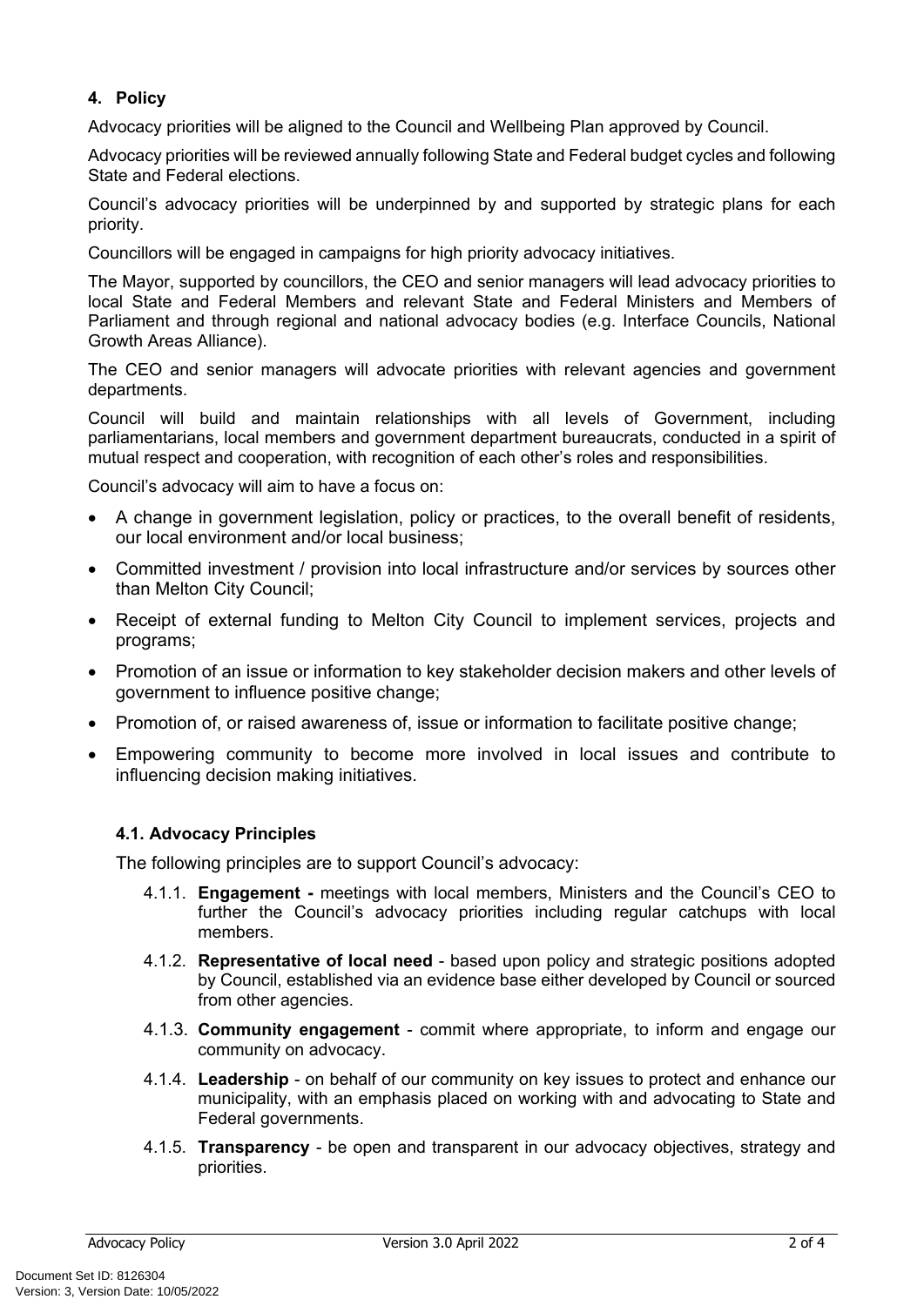## 4. Policy

Advocacy priorities will be aligned to the Council and Wellbeing Plan approved by Council.

Advocacy priorities will be reviewed annually following State and Federal budget cycles and following State and Federal elections.

Council's advocacy priorities will be underpinned by and supported by strategic plans for each priority.

Councillors will be engaged in campaigns for high priority advocacy initiatives.

The Mayor, supported by councillors, the CEO and senior managers will lead advocacy priorities to local State and Federal Members and relevant State and Federal Ministers and Members of Parliament and through regional and national advocacy bodies (e.g. Interface Councils, National Growth Areas Alliance).

The CEO and senior managers will advocate priorities with relevant agencies and government departments.

Council will build and maintain relationships with all levels of Government, including parliamentarians, local members and government department bureaucrats, conducted in a spirit of mutual respect and cooperation, with recognition of each other's roles and responsibilities.

Council's advocacy will aim to have a focus on:

- A change in government legislation, policy or practices, to the overall benefit of residents, our local environment and/or local business;
- Committed investment / provision into local infrastructure and/or services by sources other than Melton City Council;
- Receipt of external funding to Melton City Council to implement services, projects and programs;
- Promotion of an issue or information to key stakeholder decision makers and other levels of government to influence positive change;
- Promotion of, or raised awareness of, issue or information to facilitate positive change;
- Empowering community to become more involved in local issues and contribute to influencing decision making initiatives.

### 4.1. Advocacy Principles

The following principles are to support Council's advocacy:

4.1.1. **Engagement -** meetings with local members, Ministers and the Council's CEO to further the Council's advocacy priorities including regular catchups with local members.

4.1.2. **Representative of local need** - based upon policy and strategic positions adopted by Council, established via an evidence base either developed by Council or sourced from other agencies.

4.1.3. **Community engagement** - commit where appropriate, to inform and engage our community on advocacy.

4.1.4. **Leadership** - on behalf of our community on key issues to protect and enhance our municipality, with an emphasis placed on working with and advocating to State and Federal governments.

4.1.5. **Transparency** - be open and transparent in our advocacy objectives, strategy and priorities.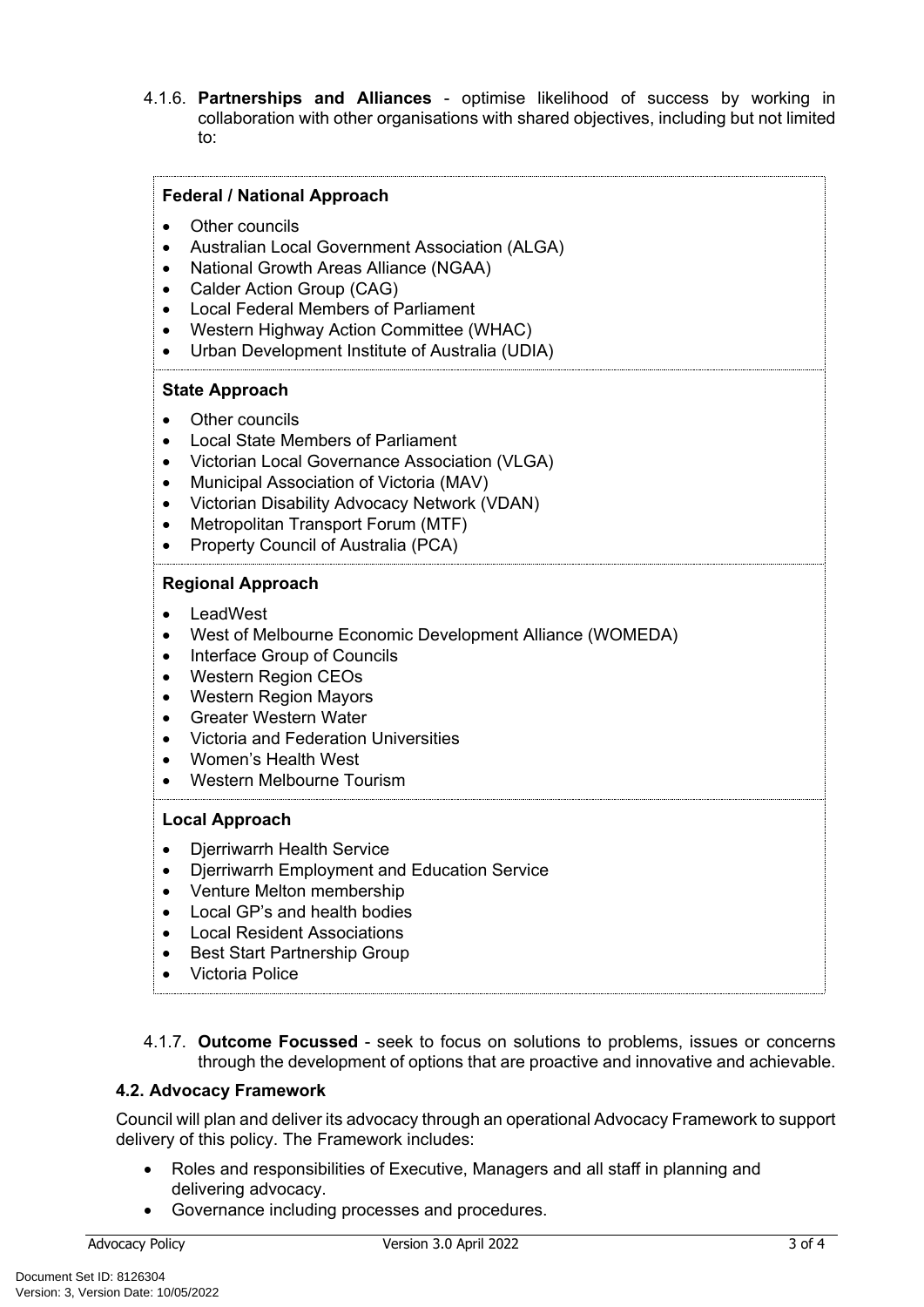4.1.6. **Partnerships and Alliances** - optimise likelihood of success by working in collaboration with other organisations with shared objectives, including but not limited to:

**Federal / National Approach**

- Other councils
- Australian Local Government Association (ALGA)
- National Growth Areas Alliance (NGAA)
- Calder Action Group (CAG)
- Local Federal Members of Parliament
- Western Highway Action Committee (WHAC)
- Urban Development Institute of Australia (UDIA)

**State Approach**

- Other councils
- Local State Members of Parliament
- Victorian Local Governance Association (VLGA)
- Municipal Association of Victoria (MAV)
- Victorian Disability Advocacy Network (VDAN)
- Metropolitan Transport Forum (MTF)
- Property Council of Australia (PCA)

**Regional Approach**

- LeadWest
- West of Melbourne Economic Development Alliance (WOMEDA)
- Interface Group of Councils
- Western Region CEOs
- Western Region Mayors
- Greater Western Water
- Victoria and Federation Universities
- Women's Health West
- Western Melbourne Tourism

**Local Approach**

- Djerriwarrh Health Service
- Djerriwarrh Employment and Education Service
- Venture Melton membership
- Local GP's and health bodies
- Local Resident Associations
- Best Start Partnership Group
- Victoria Police

4.1.7. **Outcome Focussed** - seek to focus on solutions to problems, issues or concerns through the development of options that are proactive and innovative and achievable.

### 4.2. Advocacy Framework

Council will plan and deliver its advocacy through an operational Advocacy Framework to support delivery of this policy. The Framework includes:

- Roles and responsibilities of Executive, Managers and all staff in planning and delivering advocacy.
- Governance including processes and procedures.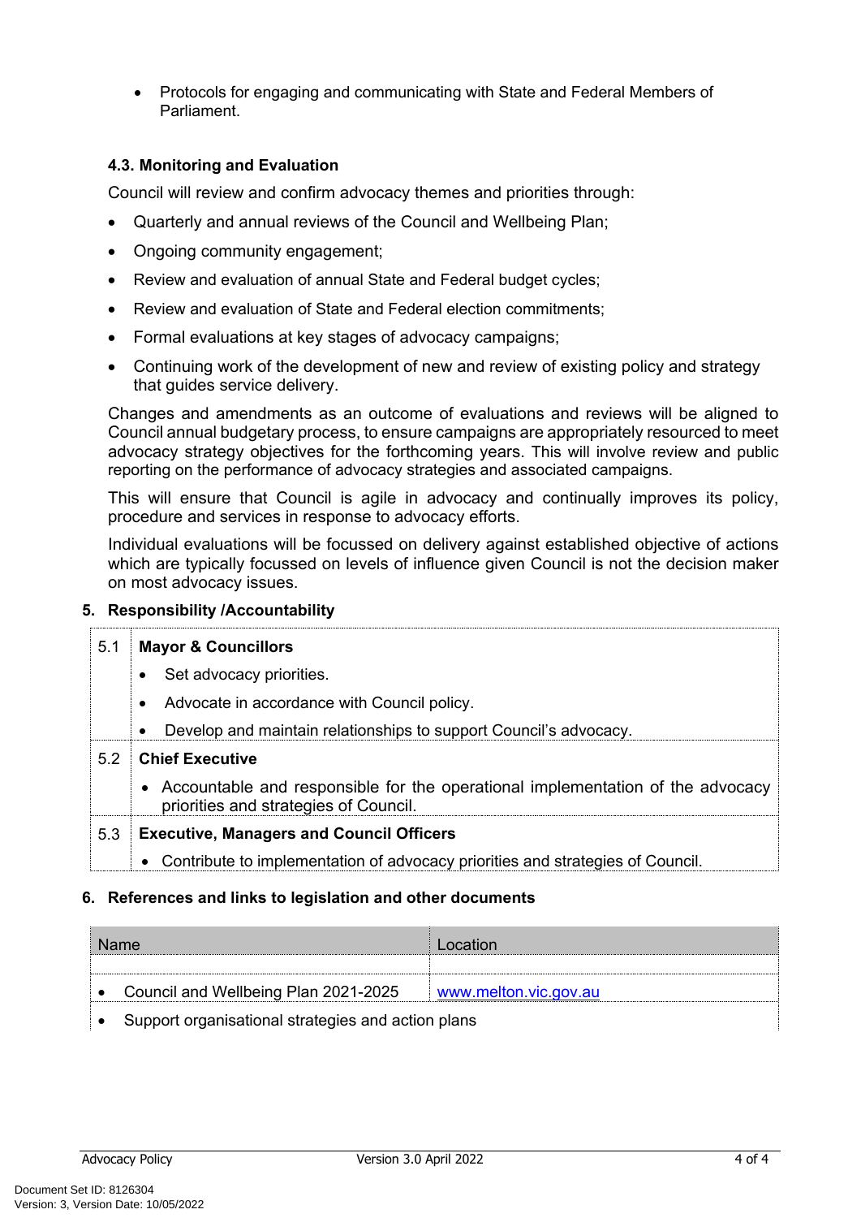- Protocols for engaging and communicating with State and Federal Members of Parliament.

### 4.3. Monitoring and Evaluation

Council will review and confirm advocacy themes and priorities through:

- Quarterly and annual reviews of the Council and Wellbeing Plan;
- Ongoing community engagement;
- Review and evaluation of annual State and Federal budget cycles;
- Review and evaluation of State and Federal election commitments;
- Formal evaluations at key stages of advocacy campaigns;
- Continuing work of the development of new and review of existing policy and strategy that guides service delivery.

Changes and amendments as an outcome of evaluations and reviews will be aligned to Council annual budgetary process, to ensure campaigns are appropriately resourced to meet advocacy strategy objectives for the forthcoming years. This will involve review and public reporting on the performance of advocacy strategies and associated campaigns.

This will ensure that Council is agile in advocacy and continually improves its policy, procedure and services in response to advocacy efforts.

Individual evaluations will be focussed on delivery against established objective of actions which are typically focussed on levels of influence given Council is not the decision maker on most advocacy issues.

## 5. Responsibility /Accountability

| | |
|---|---|
| 5.1 | **Mayor & Councillors**<br>• Set advocacy priorities.<br>• Advocate in accordance with Council policy.<br>• Develop and maintain relationships to support Council's advocacy. |
| 5.2 | **Chief Executive**<br>• Accountable and responsible for the operational implementation of the advocacy priorities and strategies of Council. |
| 5.3 | **Executive, Managers and Council Officers**<br>• Contribute to implementation of advocacy priorities and strategies of Council. |

## 6. References and links to legislation and other documents

| Name | Location |
|---|---|
| | |
| • Council and Wellbeing Plan 2021-2025 | www.melton.vic.gov.au |
| • Support organisational strategies and action plans | |